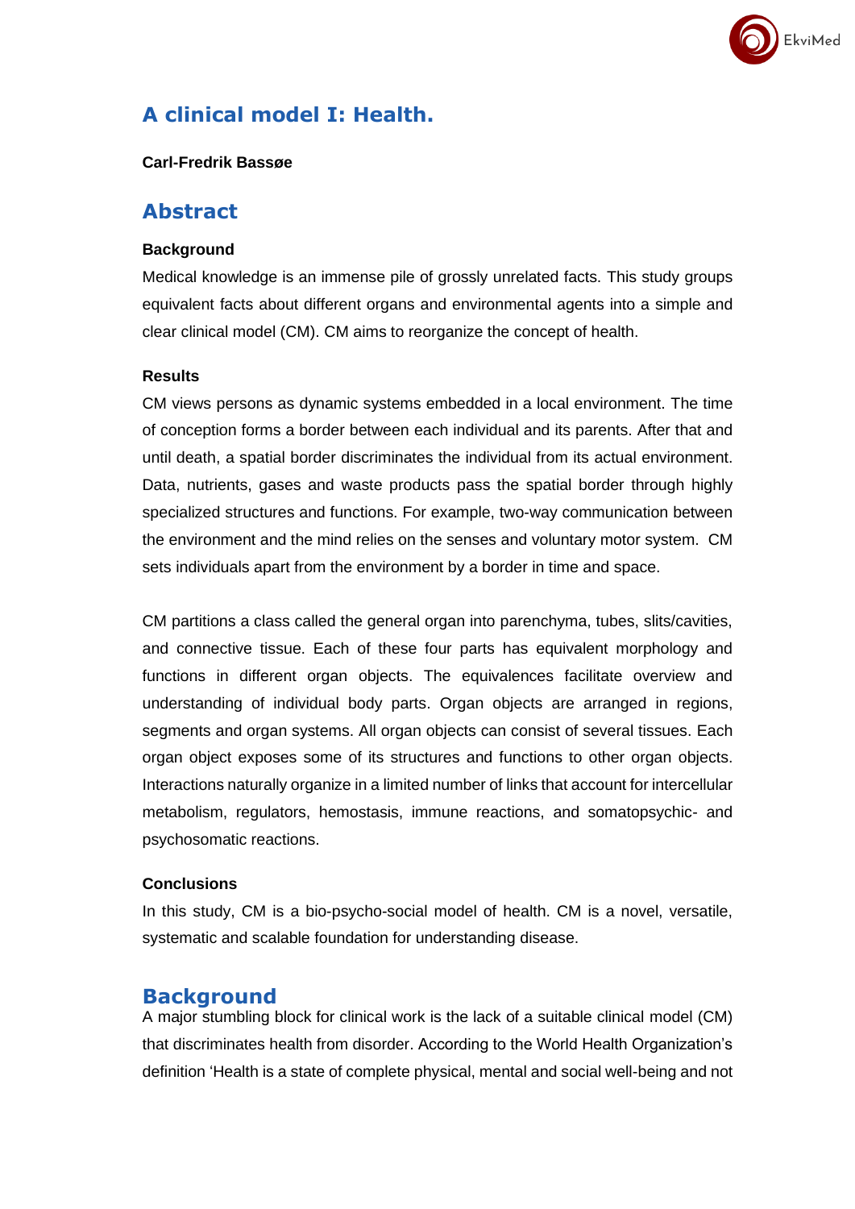# A clinical model I: Health.

**Carl-Fredrik Bassøe**

## Abstract

### Background

Medical knowledge is an immense pile of grossly unrelated facts. This study groups equivalent facts about different organs and environmental agents into a simple and clear clinical model (CM). CM aims to reorganize the concept of health.

### Results

CM views persons as dynamic systems embedded in a local environment. The time of conception forms a border between each individual and its parents. After that and until death, a spatial border discriminates the individual from its actual environment. Data, nutrients, gases and waste products pass the spatial border through highly specialized structures and functions. For example, two-way communication between the environment and the mind relies on the senses and voluntary motor system. CM sets individuals apart from the environment by a border in time and space.

CM partitions a class called the general organ into parenchyma, tubes, slits/cavities, and connective tissue. Each of these four parts has equivalent morphology and functions in different organ objects. The equivalences facilitate overview and understanding of individual body parts. Organ objects are arranged in regions, segments and organ systems. All organ objects can consist of several tissues. Each organ object exposes some of its structures and functions to other organ objects. Interactions naturally organize in a limited number of links that account for intercellular metabolism, regulators, hemostasis, immune reactions, and somatopsychic- and psychosomatic reactions.

### Conclusions

In this study, CM is a bio-psycho-social model of health. CM is a novel, versatile, systematic and scalable foundation for understanding disease.

## Background

A major stumbling block for clinical work is the lack of a suitable clinical model (CM) that discriminates health from disorder. According to the World Health Organization's definition 'Health is a state of complete physical, mental and social well-being and not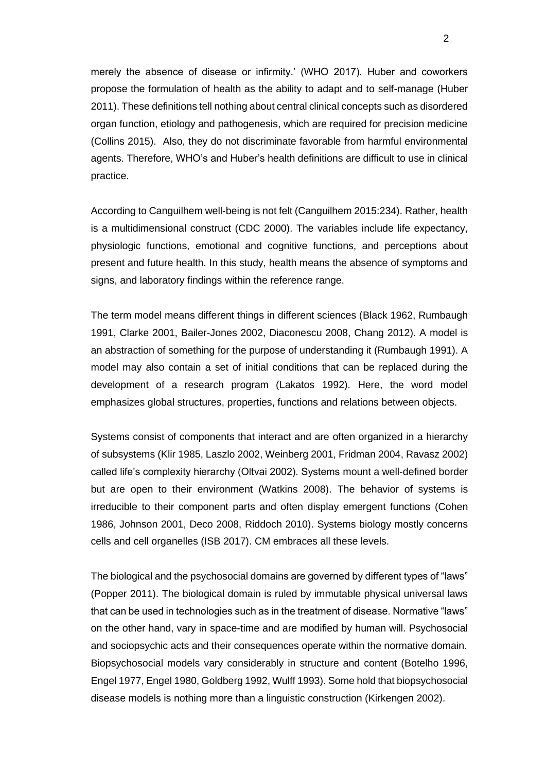merely the absence of disease or infirmity.' (WHO 2017). Huber and coworkers propose the formulation of health as the ability to adapt and to self-manage (Huber 2011). These definitions tell nothing about central clinical concepts such as disordered organ function, etiology and pathogenesis, which are required for precision medicine (Collins 2015). Also, they do not discriminate favorable from harmful environmental agents. Therefore, WHO's and Huber's health definitions are difficult to use in clinical practice.

According to Canguilhem well-being is not felt (Canguilhem 2015:234). Rather, health is a multidimensional construct (CDC 2000). The variables include life expectancy, physiologic functions, emotional and cognitive functions, and perceptions about present and future health. In this study, health means the absence of symptoms and signs, and laboratory findings within the reference range.

The term model means different things in different sciences (Black 1962, Rumbaugh 1991, Clarke 2001, Bailer-Jones 2002, Diaconescu 2008, Chang 2012). A model is an abstraction of something for the purpose of understanding it (Rumbaugh 1991). A model may also contain a set of initial conditions that can be replaced during the development of a research program (Lakatos 1992). Here, the word model emphasizes global structures, properties, functions and relations between objects.

Systems consist of components that interact and are often organized in a hierarchy of subsystems (Klir 1985, Laszlo 2002, Weinberg 2001, Fridman 2004, Ravasz 2002) called life's complexity hierarchy (Oltvai 2002). Systems mount a well-defined border but are open to their environment (Watkins 2008). The behavior of systems is irreducible to their component parts and often display emergent functions (Cohen 1986, Johnson 2001, Deco 2008, Riddoch 2010). Systems biology mostly concerns cells and cell organelles (ISB 2017). CM embraces all these levels.

The biological and the psychosocial domains are governed by different types of "laws" (Popper 2011). The biological domain is ruled by immutable physical universal laws that can be used in technologies such as in the treatment of disease. Normative "laws" on the other hand, vary in space-time and are modified by human will. Psychosocial and sociopsychic acts and their consequences operate within the normative domain. Biopsychosocial models vary considerably in structure and content (Botelho 1996, Engel 1977, Engel 1980, Goldberg 1992, Wulff 1993). Some hold that biopsychosocial disease models is nothing more than a linguistic construction (Kirkengen 2002).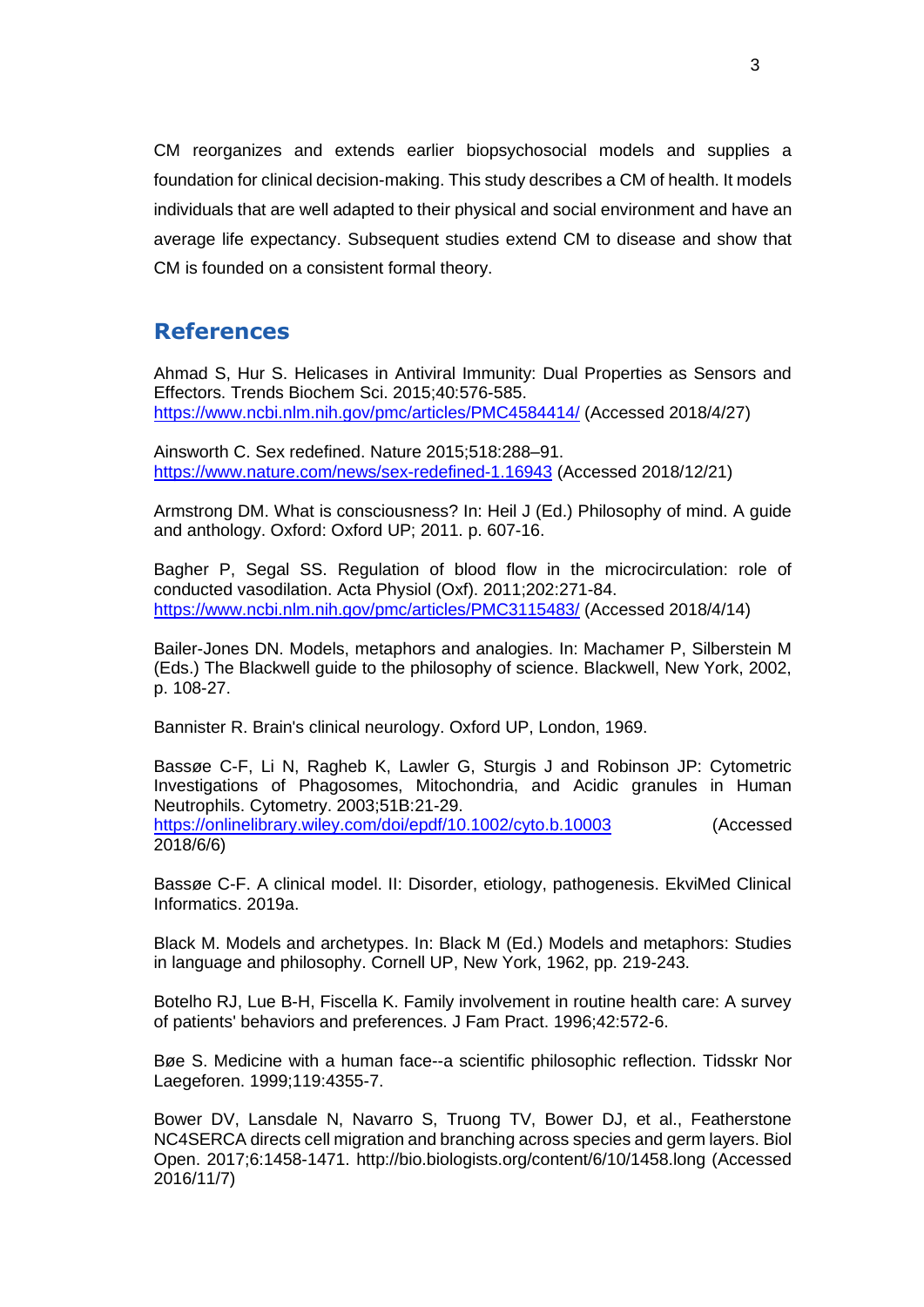CM reorganizes and extends earlier biopsychosocial models and supplies a foundation for clinical decision-making. This study describes a CM of health. It models individuals that are well adapted to their physical and social environment and have an average life expectancy. Subsequent studies extend CM to disease and show that CM is founded on a consistent formal theory.

## References

Ahmad S, Hur S. Helicases in Antiviral Immunity: Dual Properties as Sensors and Effectors. Trends Biochem Sci. 2015;40:576-585. https://www.ncbi.nlm.nih.gov/pmc/articles/PMC4584414/ (Accessed 2018/4/27)

Ainsworth C. Sex redefined. Nature 2015;518:288–91. https://www.nature.com/news/sex-redefined-1.16943 (Accessed 2018/12/21)

Armstrong DM. What is consciousness? In: Heil J (Ed.) Philosophy of mind. A guide and anthology. Oxford: Oxford UP; 2011. p. 607-16.

Bagher P, Segal SS. Regulation of blood flow in the microcirculation: role of conducted vasodilation. Acta Physiol (Oxf). 2011;202:271-84. https://www.ncbi.nlm.nih.gov/pmc/articles/PMC3115483/ (Accessed 2018/4/14)

Bailer-Jones DN. Models, metaphors and analogies. In: Machamer P, Silberstein M (Eds.) The Blackwell guide to the philosophy of science. Blackwell, New York, 2002, p. 108-27.

Bannister R. Brain's clinical neurology. Oxford UP, London, 1969.

Bassøe C-F, Li N, Ragheb K, Lawler G, Sturgis J and Robinson JP: Cytometric Investigations of Phagosomes, Mitochondria, and Acidic granules in Human Neutrophils. Cytometry. 2003;51B:21-29. https://onlinelibrary.wiley.com/doi/epdf/10.1002/cyto.b.10003 (Accessed 2018/6/6)

Bassøe C-F. A clinical model. II: Disorder, etiology, pathogenesis. EkviMed Clinical Informatics. 2019a.

Black M. Models and archetypes. In: Black M (Ed.) Models and metaphors: Studies in language and philosophy. Cornell UP, New York, 1962, pp. 219-243.

Botelho RJ, Lue B-H, Fiscella K. Family involvement in routine health care: A survey of patients' behaviors and preferences. J Fam Pract. 1996;42:572-6.

Bøe S. Medicine with a human face--a scientific philosophic reflection. Tidsskr Nor Laegeforen. 1999;119:4355-7.

Bower DV, Lansdale N, Navarro S, Truong TV, Bower DJ, et al., Featherstone NC4SERCA directs cell migration and branching across species and germ layers. Biol Open. 2017;6:1458-1471. http://bio.biologists.org/content/6/10/1458.long (Accessed 2016/11/7)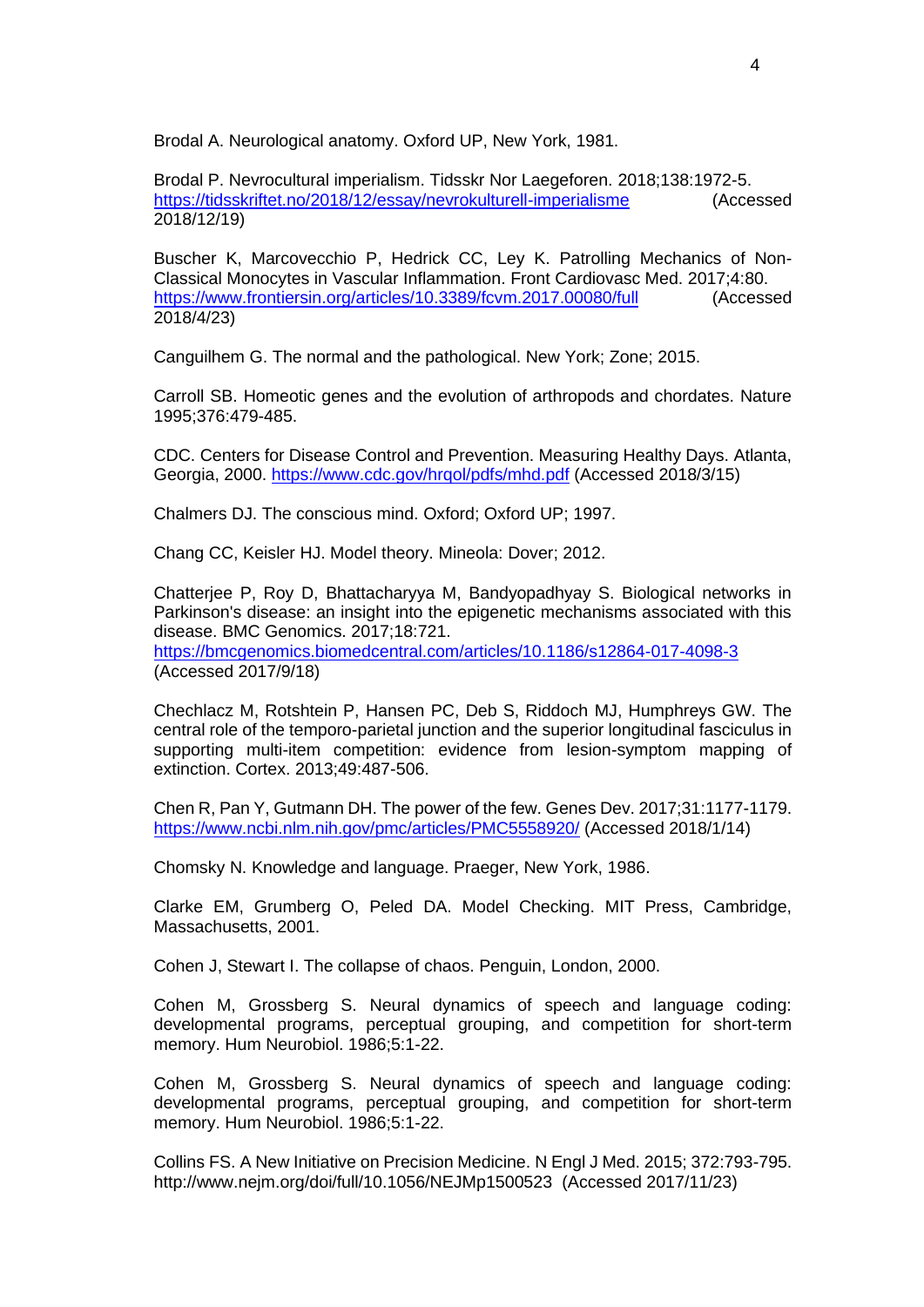Brodal A. Neurological anatomy. Oxford UP, New York, 1981.

Brodal P. Nevrocultural imperialism. Tidsskr Nor Laegeforen. 2018;138:1972-5. https://tidsskriftet.no/2018/12/essay/nevrokulturell-imperialisme (Accessed 2018/12/19)

Buscher K, Marcovecchio P, Hedrick CC, Ley K. Patrolling Mechanics of Non-Classical Monocytes in Vascular Inflammation. Front Cardiovasc Med. 2017;4:80. https://www.frontiersin.org/articles/10.3389/fcvm.2017.00080/full (Accessed 2018/4/23)

Canguilhem G. The normal and the pathological. New York; Zone; 2015.

Carroll SB. Homeotic genes and the evolution of arthropods and chordates. Nature 1995;376:479-485.

CDC. Centers for Disease Control and Prevention. Measuring Healthy Days. Atlanta, Georgia, 2000. https://www.cdc.gov/hrqol/pdfs/mhd.pdf (Accessed 2018/3/15)

Chalmers DJ. The conscious mind. Oxford; Oxford UP; 1997.

Chang CC, Keisler HJ. Model theory. Mineola: Dover; 2012.

Chatterjee P, Roy D, Bhattacharyya M, Bandyopadhyay S. Biological networks in Parkinson's disease: an insight into the epigenetic mechanisms associated with this disease. BMC Genomics. 2017;18:721. https://bmcgenomics.biomedcentral.com/articles/10.1186/s12864-017-4098-3 (Accessed 2017/9/18)

Chechlacz M, Rotshtein P, Hansen PC, Deb S, Riddoch MJ, Humphreys GW. The central role of the temporo-parietal junction and the superior longitudinal fasciculus in supporting multi-item competition: evidence from lesion-symptom mapping of extinction. Cortex. 2013;49:487-506.

Chen R, Pan Y, Gutmann DH. The power of the few. Genes Dev. 2017;31:1177-1179. https://www.ncbi.nlm.nih.gov/pmc/articles/PMC5558920/ (Accessed 2018/1/14)

Chomsky N. Knowledge and language. Praeger, New York, 1986.

Clarke EM, Grumberg O, Peled DA. Model Checking. MIT Press, Cambridge, Massachusetts, 2001.

Cohen J, Stewart I. The collapse of chaos. Penguin, London, 2000.

Cohen M, Grossberg S. Neural dynamics of speech and language coding: developmental programs, perceptual grouping, and competition for short-term memory. Hum Neurobiol. 1986;5:1-22.

Cohen M, Grossberg S. Neural dynamics of speech and language coding: developmental programs, perceptual grouping, and competition for short-term memory. Hum Neurobiol. 1986;5:1-22.

Collins FS. A New Initiative on Precision Medicine. N Engl J Med. 2015; 372:793-795. http://www.nejm.org/doi/full/10.1056/NEJMp1500523 (Accessed 2017/11/23)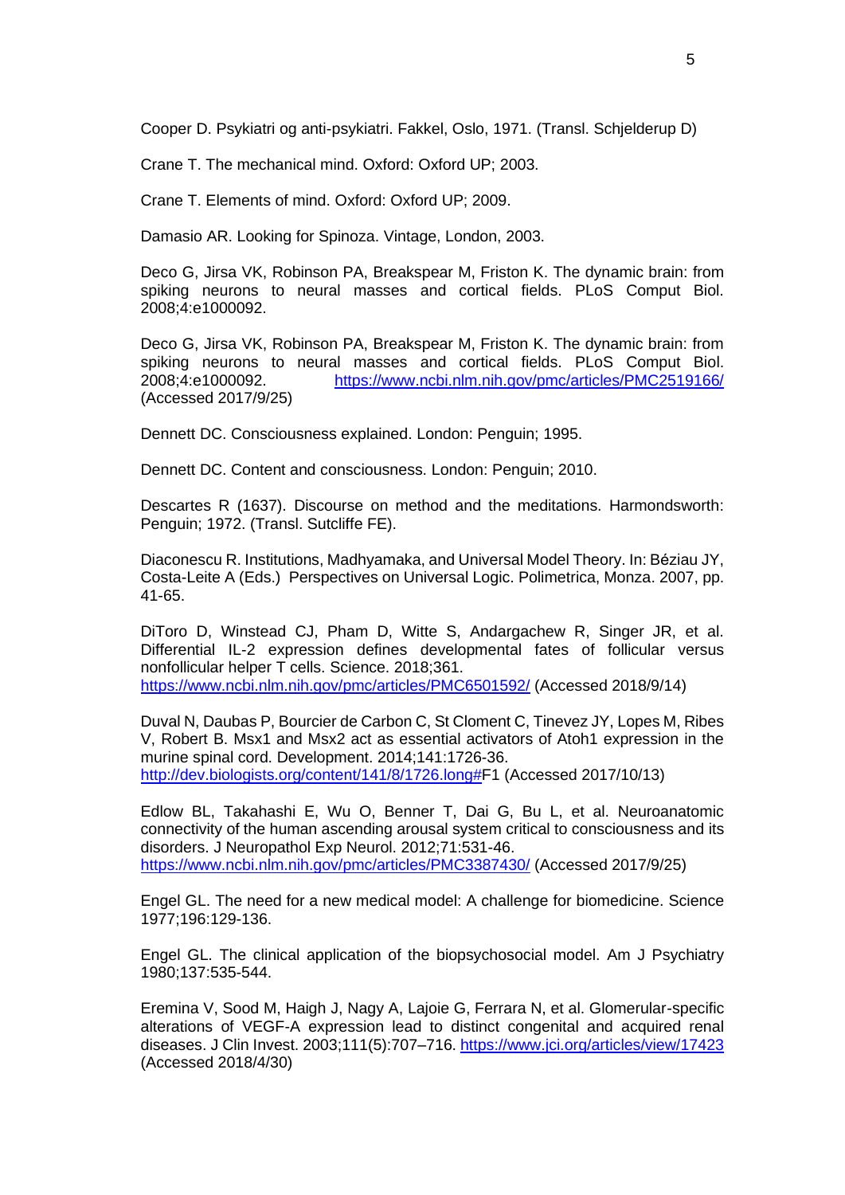Cooper D. Psykiatri og anti-psykiatri. Fakkel, Oslo, 1971. (Transl. Schjelderup D)

Crane T. The mechanical mind. Oxford: Oxford UP; 2003.

Crane T. Elements of mind. Oxford: Oxford UP; 2009.

Damasio AR. Looking for Spinoza. Vintage, London, 2003.

Deco G, Jirsa VK, Robinson PA, Breakspear M, Friston K. The dynamic brain: from spiking neurons to neural masses and cortical fields. PLoS Comput Biol. 2008;4:e1000092.

Deco G, Jirsa VK, Robinson PA, Breakspear M, Friston K. The dynamic brain: from spiking neurons to neural masses and cortical fields. PLoS Comput Biol. 2008;4:e1000092. https://www.ncbi.nlm.nih.gov/pmc/articles/PMC2519166/ (Accessed 2017/9/25)

Dennett DC. Consciousness explained. London: Penguin; 1995.

Dennett DC. Content and consciousness. London: Penguin; 2010.

Descartes R (1637). Discourse on method and the meditations. Harmondsworth: Penguin; 1972. (Transl. Sutcliffe FE).

Diaconescu R. Institutions, Madhyamaka, and Universal Model Theory. In: Béziau JY, Costa-Leite A (Eds.) Perspectives on Universal Logic. Polimetrica, Monza. 2007, pp. 41-65.

DiToro D, Winstead CJ, Pham D, Witte S, Andargachew R, Singer JR, et al. Differential IL-2 expression defines developmental fates of follicular versus nonfollicular helper T cells. Science. 2018;361. https://www.ncbi.nlm.nih.gov/pmc/articles/PMC6501592/ (Accessed 2018/9/14)

Duval N, Daubas P, Bourcier de Carbon C, St Cloment C, Tinevez JY, Lopes M, Ribes V, Robert B. Msx1 and Msx2 act as essential activators of Atoh1 expression in the murine spinal cord. Development. 2014;141:1726-36. http://dev.biologists.org/content/141/8/1726.long#F1 (Accessed 2017/10/13)

Edlow BL, Takahashi E, Wu O, Benner T, Dai G, Bu L, et al. Neuroanatomic connectivity of the human ascending arousal system critical to consciousness and its disorders. J Neuropathol Exp Neurol. 2012;71:531-46. https://www.ncbi.nlm.nih.gov/pmc/articles/PMC3387430/ (Accessed 2017/9/25)

Engel GL. The need for a new medical model: A challenge for biomedicine. Science 1977;196:129-136.

Engel GL. The clinical application of the biopsychosocial model. Am J Psychiatry 1980;137:535-544.

Eremina V, Sood M, Haigh J, Nagy A, Lajoie G, Ferrara N, et al. Glomerular-specific alterations of VEGF-A expression lead to distinct congenital and acquired renal diseases. J Clin Invest. 2003;111(5):707–716. https://www.jci.org/articles/view/17423 (Accessed 2018/4/30)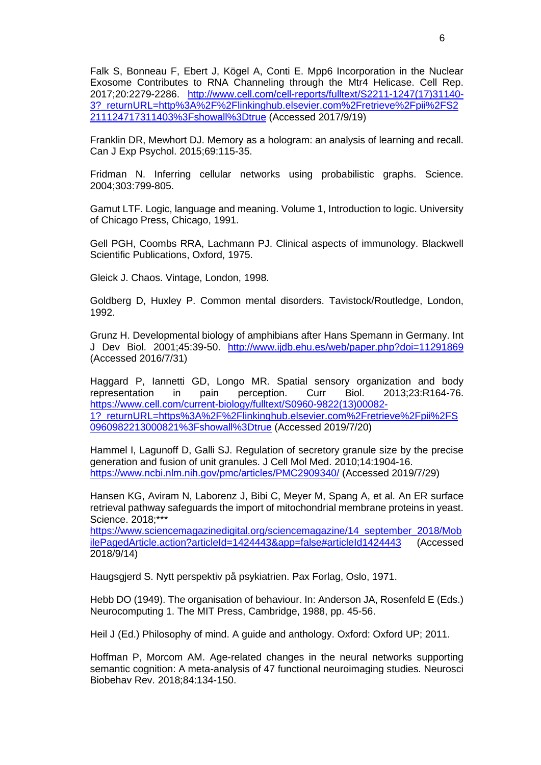Falk S, Bonneau F, Ebert J, Kögel A, Conti E. Mpp6 Incorporation in the Nuclear Exosome Contributes to RNA Channeling through the Mtr4 Helicase. Cell Rep. 2017;20:2279-2286. http://www.cell.com/cell-reports/fulltext/S2211-1247(17)31140-3?_returnURL=http%3A%2F%2Flinkinghub.elsevier.com%2Fretrieve%2Fpii%2FS2211124717311403%3Fshowall%3Dtrue (Accessed 2017/9/19)

Franklin DR, Mewhort DJ. Memory as a hologram: an analysis of learning and recall. Can J Exp Psychol. 2015;69:115-35.

Fridman N. Inferring cellular networks using probabilistic graphs. Science. 2004;303:799-805.

Gamut LTF. Logic, language and meaning. Volume 1, Introduction to logic. University of Chicago Press, Chicago, 1991.

Gell PGH, Coombs RRA, Lachmann PJ. Clinical aspects of immunology. Blackwell Scientific Publications, Oxford, 1975.

Gleick J. Chaos. Vintage, London, 1998.

Goldberg D, Huxley P. Common mental disorders. Tavistock/Routledge, London, 1992.

Grunz H. Developmental biology of amphibians after Hans Spemann in Germany. Int J Dev Biol. 2001;45:39-50. http://www.ijdb.ehu.es/web/paper.php?doi=11291869 (Accessed 2016/7/31)

Haggard P, Iannetti GD, Longo MR. Spatial sensory organization and body representation in pain perception. Curr Biol. 2013;23:R164-76. https://www.cell.com/current-biology/fulltext/S0960-9822(13)00082-1?_returnURL=https%3A%2F%2Flinkinghub.elsevier.com%2Fretrieve%2Fpii%2FS0960982213000821%3Fshowall%3Dtrue (Accessed 2019/7/20)

Hammel I, Lagunoff D, Galli SJ. Regulation of secretory granule size by the precise generation and fusion of unit granules. J Cell Mol Med. 2010;14:1904-16. https://www.ncbi.nlm.nih.gov/pmc/articles/PMC2909340/ (Accessed 2019/7/29)

Hansen KG, Aviram N, Laborenz J, Bibi C, Meyer M, Spang A, et al. An ER surface retrieval pathway safeguards the import of mitochondrial membrane proteins in yeast. Science. 2018;*** https://www.sciencemagazinedigital.org/sciencemagazine/14_september_2018/MobilePagedArticle.action?articleId=1424443&app=false#articleId1424443 (Accessed 2018/9/14)

Haugsgjerd S. Nytt perspektiv på psykiatrien. Pax Forlag, Oslo, 1971.

Hebb DO (1949). The organisation of behaviour. In: Anderson JA, Rosenfeld E (Eds.) Neurocomputing 1. The MIT Press, Cambridge, 1988, pp. 45-56.

Heil J (Ed.) Philosophy of mind. A guide and anthology. Oxford: Oxford UP; 2011.

Hoffman P, Morcom AM. Age-related changes in the neural networks supporting semantic cognition: A meta-analysis of 47 functional neuroimaging studies. Neurosci Biobehav Rev. 2018;84:134-150.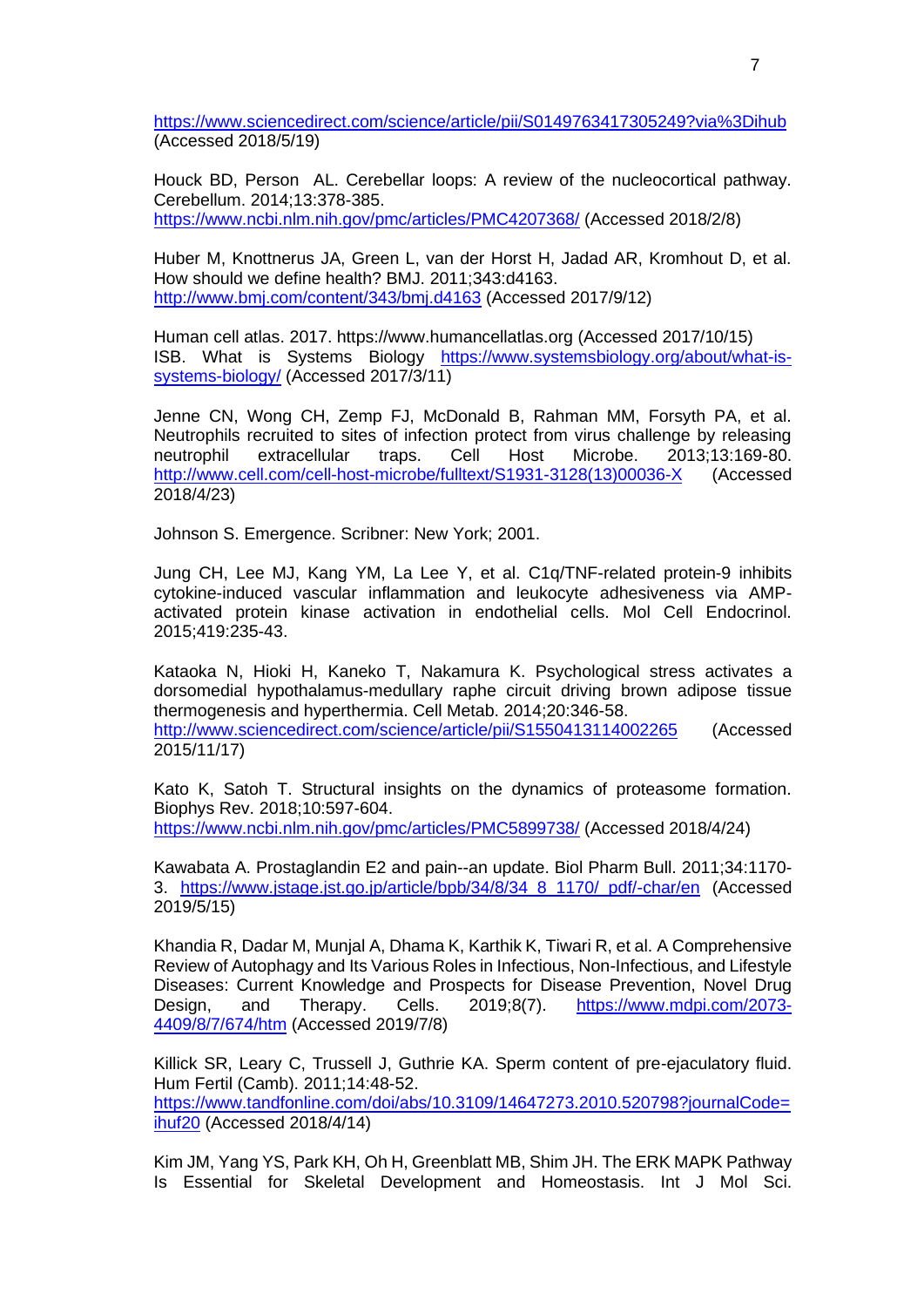https://www.sciencedirect.com/science/article/pii/S0149763417305249?via%3Dihub (Accessed 2018/5/19)

Houck BD, Person AL. Cerebellar loops: A review of the nucleocortical pathway. Cerebellum. 2014;13:378-385. https://www.ncbi.nlm.nih.gov/pmc/articles/PMC4207368/ (Accessed 2018/2/8)

Huber M, Knottnerus JA, Green L, van der Horst H, Jadad AR, Kromhout D, et al. How should we define health? BMJ. 2011;343:d4163. http://www.bmj.com/content/343/bmj.d4163 (Accessed 2017/9/12)

Human cell atlas. 2017. https://www.humancellatlas.org (Accessed 2017/10/15)
ISB. What is Systems Biology https://www.systemsbiology.org/about/what-is-systems-biology/ (Accessed 2017/3/11)

Jenne CN, Wong CH, Zemp FJ, McDonald B, Rahman MM, Forsyth PA, et al. Neutrophils recruited to sites of infection protect from virus challenge by releasing neutrophil extracellular traps. Cell Host Microbe. 2013;13:169-80. http://www.cell.com/cell-host-microbe/fulltext/S1931-3128(13)00036-X (Accessed 2018/4/23)

Johnson S. Emergence. Scribner: New York; 2001.

Jung CH, Lee MJ, Kang YM, La Lee Y, et al. C1q/TNF-related protein-9 inhibits cytokine-induced vascular inflammation and leukocyte adhesiveness via AMP-activated protein kinase activation in endothelial cells. Mol Cell Endocrinol. 2015;419:235-43.

Kataoka N, Hioki H, Kaneko T, Nakamura K. Psychological stress activates a dorsomedial hypothalamus-medullary raphe circuit driving brown adipose tissue thermogenesis and hyperthermia. Cell Metab. 2014;20:346-58. http://www.sciencedirect.com/science/article/pii/S1550413114002265 (Accessed 2015/11/17)

Kato K, Satoh T. Structural insights on the dynamics of proteasome formation. Biophys Rev. 2018;10:597-604. https://www.ncbi.nlm.nih.gov/pmc/articles/PMC5899738/ (Accessed 2018/4/24)

Kawabata A. Prostaglandin E2 and pain--an update. Biol Pharm Bull. 2011;34:1170-3. https://www.jstage.jst.go.jp/article/bpb/34/8/34_8_1170/_pdf/-char/en (Accessed 2019/5/15)

Khandia R, Dadar M, Munjal A, Dhama K, Karthik K, Tiwari R, et al. A Comprehensive Review of Autophagy and Its Various Roles in Infectious, Non-Infectious, and Lifestyle Diseases: Current Knowledge and Prospects for Disease Prevention, Novel Drug Design, and Therapy. Cells. 2019;8(7). https://www.mdpi.com/2073-4409/8/7/674/htm (Accessed 2019/7/8)

Killick SR, Leary C, Trussell J, Guthrie KA. Sperm content of pre-ejaculatory fluid. Hum Fertil (Camb). 2011;14:48-52. https://www.tandfonline.com/doi/abs/10.3109/14647273.2010.520798?journalCode=ihuf20 (Accessed 2018/4/14)

Kim JM, Yang YS, Park KH, Oh H, Greenblatt MB, Shim JH. The ERK MAPK Pathway Is Essential for Skeletal Development and Homeostasis. Int J Mol Sci.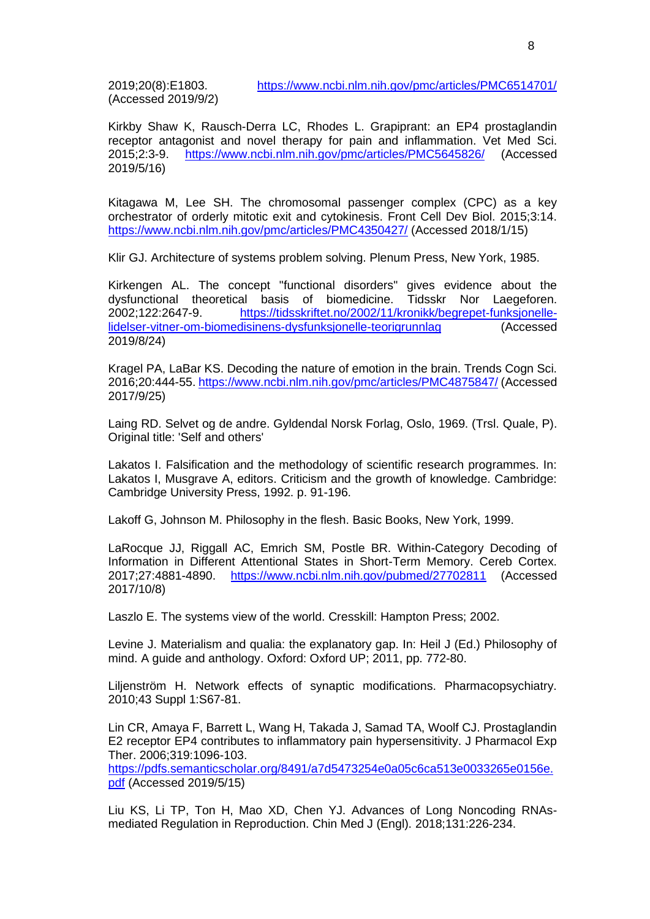2019;20(8):E1803. https://www.ncbi.nlm.nih.gov/pmc/articles/PMC6514701/ (Accessed 2019/9/2)

Kirkby Shaw K, Rausch-Derra LC, Rhodes L. Grapiprant: an EP4 prostaglandin receptor antagonist and novel therapy for pain and inflammation. Vet Med Sci. 2015;2:3-9. https://www.ncbi.nlm.nih.gov/pmc/articles/PMC5645826/ (Accessed 2019/5/16)

Kitagawa M, Lee SH. The chromosomal passenger complex (CPC) as a key orchestrator of orderly mitotic exit and cytokinesis. Front Cell Dev Biol. 2015;3:14. https://www.ncbi.nlm.nih.gov/pmc/articles/PMC4350427/ (Accessed 2018/1/15)

Klir GJ. Architecture of systems problem solving. Plenum Press, New York, 1985.

Kirkengen AL. The concept "functional disorders" gives evidence about the dysfunctional theoretical basis of biomedicine. Tidsskr Nor Laegeforen. 2002;122:2647-9. https://tidsskriftet.no/2002/11/kronikk/begrepet-funksjonelle-lidelser-vitner-om-biomedisinens-dysfunksjonelle-teorigrunnlag (Accessed 2019/8/24)

Kragel PA, LaBar KS. Decoding the nature of emotion in the brain. Trends Cogn Sci. 2016;20:444-55. https://www.ncbi.nlm.nih.gov/pmc/articles/PMC4875847/ (Accessed 2017/9/25)

Laing RD. Selvet og de andre. Gyldendal Norsk Forlag, Oslo, 1969. (Trsl. Quale, P). Original title: 'Self and others'

Lakatos I. Falsification and the methodology of scientific research programmes. In: Lakatos I, Musgrave A, editors. Criticism and the growth of knowledge. Cambridge: Cambridge University Press, 1992. p. 91-196.

Lakoff G, Johnson M. Philosophy in the flesh. Basic Books, New York, 1999.

LaRocque JJ, Riggall AC, Emrich SM, Postle BR. Within-Category Decoding of Information in Different Attentional States in Short-Term Memory. Cereb Cortex. 2017;27:4881-4890. https://www.ncbi.nlm.nih.gov/pubmed/27702811 (Accessed 2017/10/8)

Laszlo E. The systems view of the world. Cresskill: Hampton Press; 2002.

Levine J. Materialism and qualia: the explanatory gap. In: Heil J (Ed.) Philosophy of mind. A guide and anthology. Oxford: Oxford UP; 2011, pp. 772-80.

Liljenström H. Network effects of synaptic modifications. Pharmacopsychiatry. 2010;43 Suppl 1:S67-81.

Lin CR, Amaya F, Barrett L, Wang H, Takada J, Samad TA, Woolf CJ. Prostaglandin E2 receptor EP4 contributes to inflammatory pain hypersensitivity. J Pharmacol Exp Ther. 2006;319:1096-103. https://pdfs.semanticscholar.org/8491/a7d5473254e0a05c6ca513e0033265e0156e.pdf (Accessed 2019/5/15)

Liu KS, Li TP, Ton H, Mao XD, Chen YJ. Advances of Long Noncoding RNAs-mediated Regulation in Reproduction. Chin Med J (Engl). 2018;131:226-234.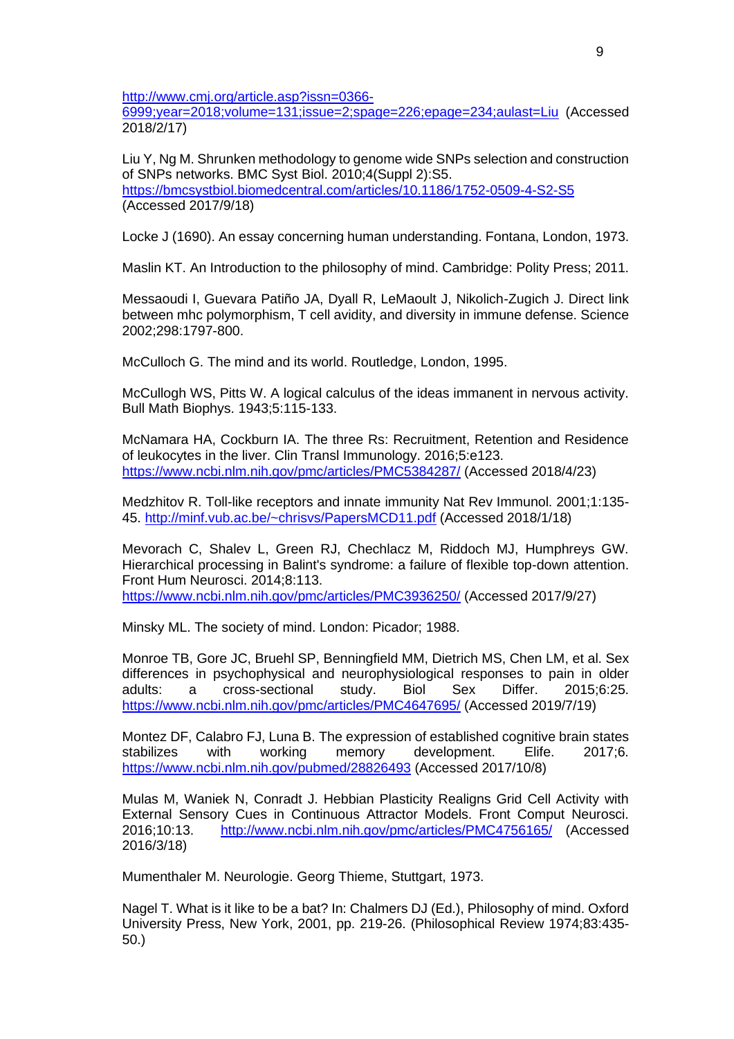http://www.cmj.org/article.asp?issn=0366-6999;year=2018;volume=131;issue=2;spage=226;epage=234;aulast=Liu (Accessed 2018/2/17)

Liu Y, Ng M. Shrunken methodology to genome wide SNPs selection and construction of SNPs networks. BMC Syst Biol. 2010;4(Suppl 2):S5. https://bmcsystbiol.biomedcentral.com/articles/10.1186/1752-0509-4-S2-S5 (Accessed 2017/9/18)

Locke J (1690). An essay concerning human understanding. Fontana, London, 1973.

Maslin KT. An Introduction to the philosophy of mind. Cambridge: Polity Press; 2011.

Messaoudi I, Guevara Patiño JA, Dyall R, LeMaoult J, Nikolich-Zugich J. Direct link between mhc polymorphism, T cell avidity, and diversity in immune defense. Science 2002;298:1797-800.

McCulloch G. The mind and its world. Routledge, London, 1995.

McCullogh WS, Pitts W. A logical calculus of the ideas immanent in nervous activity. Bull Math Biophys. 1943;5:115-133.

McNamara HA, Cockburn IA. The three Rs: Recruitment, Retention and Residence of leukocytes in the liver. Clin Transl Immunology. 2016;5:e123. https://www.ncbi.nlm.nih.gov/pmc/articles/PMC5384287/ (Accessed 2018/4/23)

Medzhitov R. Toll-like receptors and innate immunity Nat Rev Immunol. 2001;1:135-45. http://minf.vub.ac.be/~chrisvs/PapersMCD11.pdf (Accessed 2018/1/18)

Mevorach C, Shalev L, Green RJ, Chechlacz M, Riddoch MJ, Humphreys GW. Hierarchical processing in Balint's syndrome: a failure of flexible top-down attention. Front Hum Neurosci. 2014;8:113. https://www.ncbi.nlm.nih.gov/pmc/articles/PMC3936250/ (Accessed 2017/9/27)

Minsky ML. The society of mind. London: Picador; 1988.

Monroe TB, Gore JC, Bruehl SP, Benningfield MM, Dietrich MS, Chen LM, et al. Sex differences in psychophysical and neurophysiological responses to pain in older adults: a cross-sectional study. Biol Sex Differ. 2015;6:25. https://www.ncbi.nlm.nih.gov/pmc/articles/PMC4647695/ (Accessed 2019/7/19)

Montez DF, Calabro FJ, Luna B. The expression of established cognitive brain states stabilizes with working memory development. Elife. 2017;6. https://www.ncbi.nlm.nih.gov/pubmed/28826493 (Accessed 2017/10/8)

Mulas M, Waniek N, Conradt J. Hebbian Plasticity Realigns Grid Cell Activity with External Sensory Cues in Continuous Attractor Models. Front Comput Neurosci. 2016;10:13. http://www.ncbi.nlm.nih.gov/pmc/articles/PMC4756165/ (Accessed 2016/3/18)

Mumenthaler M. Neurologie. Georg Thieme, Stuttgart, 1973.

Nagel T. What is it like to be a bat? In: Chalmers DJ (Ed.), Philosophy of mind. Oxford University Press, New York, 2001, pp. 219-26. (Philosophical Review 1974;83:435-50.)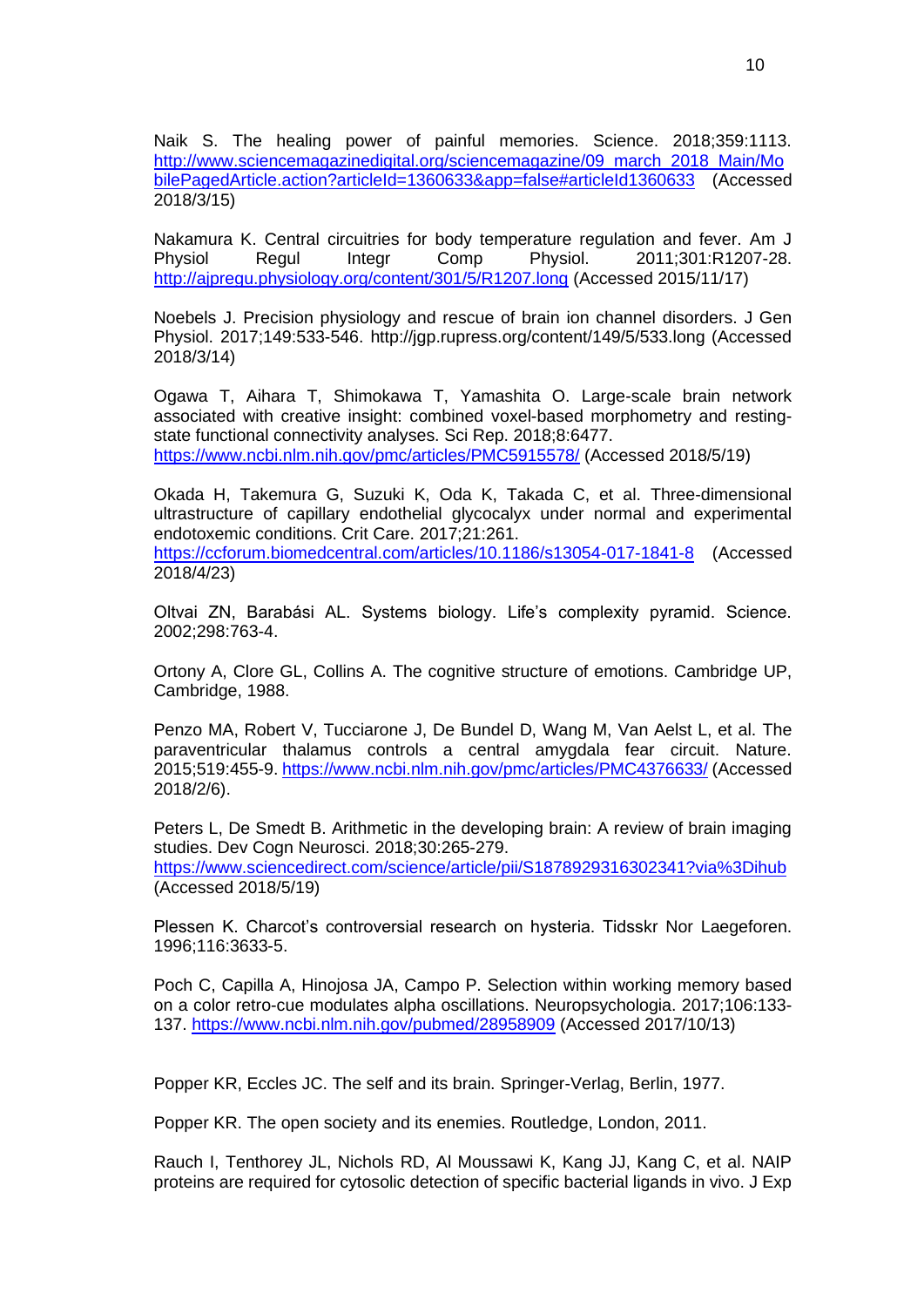Naik S. The healing power of painful memories. Science. 2018;359:1113. http://www.sciencemagazinedigital.org/sciencemagazine/09_march_2018_Main/MobilePagedArticle.action?articleId=1360633&app=false#articleId1360633 (Accessed 2018/3/15)

Nakamura K. Central circuitries for body temperature regulation and fever. Am J Physiol Regul Integr Comp Physiol. 2011;301:R1207-28. http://ajpregu.physiology.org/content/301/5/R1207.long (Accessed 2015/11/17)

Noebels J. Precision physiology and rescue of brain ion channel disorders. J Gen Physiol. 2017;149:533-546. http://jgp.rupress.org/content/149/5/533.long (Accessed 2018/3/14)

Ogawa T, Aihara T, Shimokawa T, Yamashita O. Large-scale brain network associated with creative insight: combined voxel-based morphometry and resting-state functional connectivity analyses. Sci Rep. 2018;8:6477. https://www.ncbi.nlm.nih.gov/pmc/articles/PMC5915578/ (Accessed 2018/5/19)

Okada H, Takemura G, Suzuki K, Oda K, Takada C, et al. Three-dimensional ultrastructure of capillary endothelial glycocalyx under normal and experimental endotoxemic conditions. Crit Care. 2017;21:261. https://ccforum.biomedcentral.com/articles/10.1186/s13054-017-1841-8 (Accessed 2018/4/23)

Oltvai ZN, Barabási AL. Systems biology. Life's complexity pyramid. Science. 2002;298:763-4.

Ortony A, Clore GL, Collins A. The cognitive structure of emotions. Cambridge UP, Cambridge, 1988.

Penzo MA, Robert V, Tucciarone J, De Bundel D, Wang M, Van Aelst L, et al. The paraventricular thalamus controls a central amygdala fear circuit. Nature. 2015;519:455-9. https://www.ncbi.nlm.nih.gov/pmc/articles/PMC4376633/ (Accessed 2018/2/6).

Peters L, De Smedt B. Arithmetic in the developing brain: A review of brain imaging studies. Dev Cogn Neurosci. 2018;30:265-279. https://www.sciencedirect.com/science/article/pii/S1878929316302341?via%3Dihub (Accessed 2018/5/19)

Plessen K. Charcot's controversial research on hysteria. Tidsskr Nor Laegeforen. 1996;116:3633-5.

Poch C, Capilla A, Hinojosa JA, Campo P. Selection within working memory based on a color retro-cue modulates alpha oscillations. Neuropsychologia. 2017;106:133-137. https://www.ncbi.nlm.nih.gov/pubmed/28958909 (Accessed 2017/10/13)

Popper KR, Eccles JC. The self and its brain. Springer-Verlag, Berlin, 1977.

Popper KR. The open society and its enemies. Routledge, London, 2011.

Rauch I, Tenthorey JL, Nichols RD, Al Moussawi K, Kang JJ, Kang C, et al. NAIP proteins are required for cytosolic detection of specific bacterial ligands in vivo. J Exp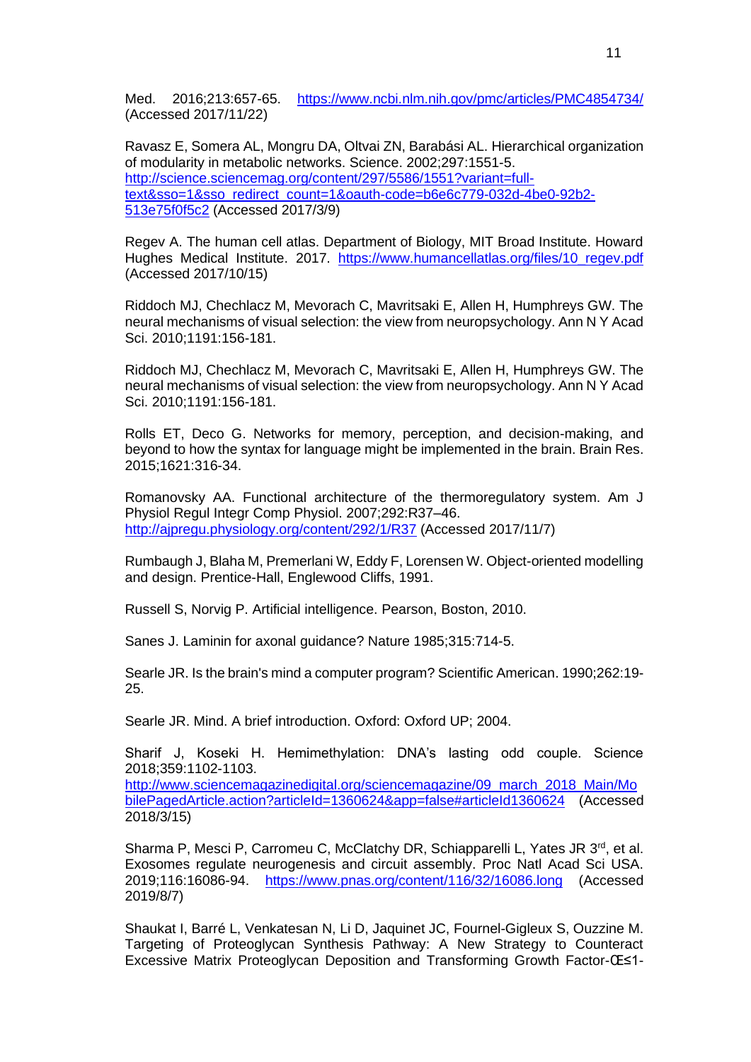Med. 2016;213:657-65. https://www.ncbi.nlm.nih.gov/pmc/articles/PMC4854734/ (Accessed 2017/11/22)

Ravasz E, Somera AL, Mongru DA, Oltvai ZN, Barabási AL. Hierarchical organization of modularity in metabolic networks. Science. 2002;297:1551-5. http://science.sciencemag.org/content/297/5586/1551?variant=full-text&sso=1&sso_redirect_count=1&oauth-code=b6e6c779-032d-4be0-92b2-513e75f0f5c2 (Accessed 2017/3/9)

Regev A. The human cell atlas. Department of Biology, MIT Broad Institute. Howard Hughes Medical Institute. 2017. https://www.humancellatlas.org/files/10_regev.pdf (Accessed 2017/10/15)

Riddoch MJ, Chechlacz M, Mevorach C, Mavritsaki E, Allen H, Humphreys GW. The neural mechanisms of visual selection: the view from neuropsychology. Ann N Y Acad Sci. 2010;1191:156-181.

Riddoch MJ, Chechlacz M, Mevorach C, Mavritsaki E, Allen H, Humphreys GW. The neural mechanisms of visual selection: the view from neuropsychology. Ann N Y Acad Sci. 2010;1191:156-181.

Rolls ET, Deco G. Networks for memory, perception, and decision-making, and beyond to how the syntax for language might be implemented in the brain. Brain Res. 2015;1621:316-34.

Romanovsky AA. Functional architecture of the thermoregulatory system. Am J Physiol Regul Integr Comp Physiol. 2007;292:R37–46. http://ajpregu.physiology.org/content/292/1/R37 (Accessed 2017/11/7)

Rumbaugh J, Blaha M, Premerlani W, Eddy F, Lorensen W. Object-oriented modelling and design. Prentice-Hall, Englewood Cliffs, 1991.

Russell S, Norvig P. Artificial intelligence. Pearson, Boston, 2010.

Sanes J. Laminin for axonal guidance? Nature 1985;315:714-5.

Searle JR. Is the brain's mind a computer program? Scientific American. 1990;262:19-25.

Searle JR. Mind. A brief introduction. Oxford: Oxford UP; 2004.

Sharif J, Koseki H. Hemimethylation: DNA's lasting odd couple. Science 2018;359:1102-1103. http://www.sciencemagazinedigital.org/sciencemagazine/09_march_2018_Main/MobilePagedArticle.action?articleId=1360624&app=false#articleId1360624 (Accessed 2018/3/15)

Sharma P, Mesci P, Carromeu C, McClatchy DR, Schiapparelli L, Yates JR 3rd, et al. Exosomes regulate neurogenesis and circuit assembly. Proc Natl Acad Sci USA. 2019;116:16086-94. https://www.pnas.org/content/116/32/16086.long (Accessed 2019/8/7)

Shaukat I, Barré L, Venkatesan N, Li D, Jaquinet JC, Fournel-Gigleux S, Ouzzine M. Targeting of Proteoglycan Synthesis Pathway: A New Strategy to Counteract Excessive Matrix Proteoglycan Deposition and Transforming Growth Factor-Œ≤1-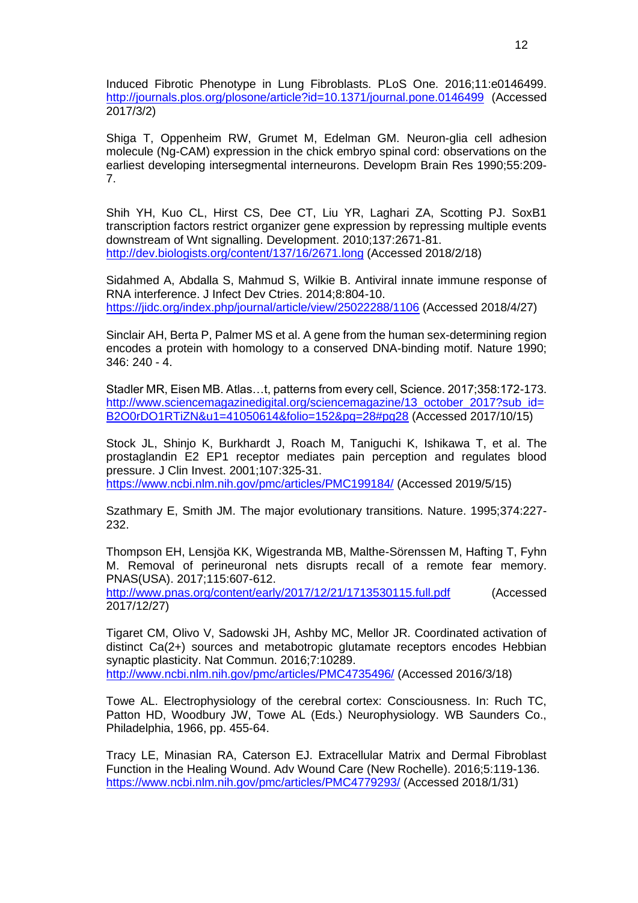Induced Fibrotic Phenotype in Lung Fibroblasts. PLoS One. 2016;11:e0146499. http://journals.plos.org/plosone/article?id=10.1371/journal.pone.0146499 (Accessed 2017/3/2)

Shiga T, Oppenheim RW, Grumet M, Edelman GM. Neuron-glia cell adhesion molecule (Ng-CAM) expression in the chick embryo spinal cord: observations on the earliest developing intersegmental interneurons. Developm Brain Res 1990;55:209-7.

Shih YH, Kuo CL, Hirst CS, Dee CT, Liu YR, Laghari ZA, Scotting PJ. SoxB1 transcription factors restrict organizer gene expression by repressing multiple events downstream of Wnt signalling. Development. 2010;137:2671-81. http://dev.biologists.org/content/137/16/2671.long (Accessed 2018/2/18)

Sidahmed A, Abdalla S, Mahmud S, Wilkie B. Antiviral innate immune response of RNA interference. J Infect Dev Ctries. 2014;8:804-10. https://jidc.org/index.php/journal/article/view/25022288/1106 (Accessed 2018/4/27)

Sinclair AH, Berta P, Palmer MS et al. A gene from the human sex-determining region encodes a protein with homology to a conserved DNA-binding motif. Nature 1990; 346: 240 - 4.

Stadler MR, Eisen MB. Atlas…t, patterns from every cell, Science. 2017;358:172-173. http://www.sciencemagazinedigital.org/sciencemagazine/13_october_2017?sub_id=B2O0rDO1RTiZN&u1=41050614&folio=152&pg=28#pg28 (Accessed 2017/10/15)

Stock JL, Shinjo K, Burkhardt J, Roach M, Taniguchi K, Ishikawa T, et al. The prostaglandin E2 EP1 receptor mediates pain perception and regulates blood pressure. J Clin Invest. 2001;107:325-31. https://www.ncbi.nlm.nih.gov/pmc/articles/PMC199184/ (Accessed 2019/5/15)

Szathmary E, Smith JM. The major evolutionary transitions. Nature. 1995;374:227-232.

Thompson EH, Lensjöa KK, Wigestranda MB, Malthe-Sörenssen M, Hafting T, Fyhn M. Removal of perineuronal nets disrupts recall of a remote fear memory. PNAS(USA). 2017;115:607-612. http://www.pnas.org/content/early/2017/12/21/1713530115.full.pdf (Accessed 2017/12/27)

Tigaret CM, Olivo V, Sadowski JH, Ashby MC, Mellor JR. Coordinated activation of distinct Ca(2+) sources and metabotropic glutamate receptors encodes Hebbian synaptic plasticity. Nat Commun. 2016;7:10289. http://www.ncbi.nlm.nih.gov/pmc/articles/PMC4735496/ (Accessed 2016/3/18)

Towe AL. Electrophysiology of the cerebral cortex: Consciousness. In: Ruch TC, Patton HD, Woodbury JW, Towe AL (Eds.) Neurophysiology. WB Saunders Co., Philadelphia, 1966, pp. 455-64.

Tracy LE, Minasian RA, Caterson EJ. Extracellular Matrix and Dermal Fibroblast Function in the Healing Wound. Adv Wound Care (New Rochelle). 2016;5:119-136. https://www.ncbi.nlm.nih.gov/pmc/articles/PMC4779293/ (Accessed 2018/1/31)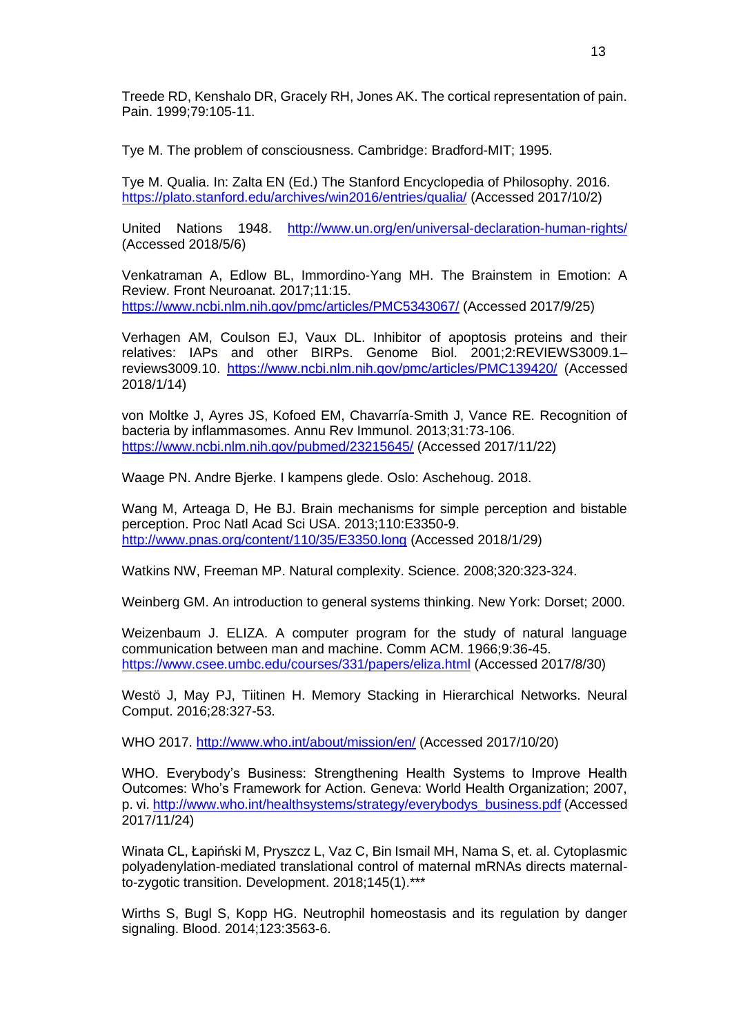Treede RD, Kenshalo DR, Gracely RH, Jones AK. The cortical representation of pain. Pain. 1999;79:105-11.

Tye M. The problem of consciousness. Cambridge: Bradford-MIT; 1995.

Tye M. Qualia. In: Zalta EN (Ed.) The Stanford Encyclopedia of Philosophy. 2016. https://plato.stanford.edu/archives/win2016/entries/qualia/ (Accessed 2017/10/2)

United Nations 1948. http://www.un.org/en/universal-declaration-human-rights/ (Accessed 2018/5/6)

Venkatraman A, Edlow BL, Immordino-Yang MH. The Brainstem in Emotion: A Review. Front Neuroanat. 2017;11:15. https://www.ncbi.nlm.nih.gov/pmc/articles/PMC5343067/ (Accessed 2017/9/25)

Verhagen AM, Coulson EJ, Vaux DL. Inhibitor of apoptosis proteins and their relatives: IAPs and other BIRPs. Genome Biol. 2001;2:REVIEWS3009.1–reviews3009.10. https://www.ncbi.nlm.nih.gov/pmc/articles/PMC139420/ (Accessed 2018/1/14)

von Moltke J, Ayres JS, Kofoed EM, Chavarría-Smith J, Vance RE. Recognition of bacteria by inflammasomes. Annu Rev Immunol. 2013;31:73-106. https://www.ncbi.nlm.nih.gov/pubmed/23215645/ (Accessed 2017/11/22)

Waage PN. Andre Bjerke. I kampens glede. Oslo: Aschehoug. 2018.

Wang M, Arteaga D, He BJ. Brain mechanisms for simple perception and bistable perception. Proc Natl Acad Sci USA. 2013;110:E3350-9. http://www.pnas.org/content/110/35/E3350.long (Accessed 2018/1/29)

Watkins NW, Freeman MP. Natural complexity. Science. 2008;320:323-324.

Weinberg GM. An introduction to general systems thinking. New York: Dorset; 2000.

Weizenbaum J. ELIZA. A computer program for the study of natural language communication between man and machine. Comm ACM. 1966;9:36-45. https://www.csee.umbc.edu/courses/331/papers/eliza.html (Accessed 2017/8/30)

Westö J, May PJ, Tiitinen H. Memory Stacking in Hierarchical Networks. Neural Comput. 2016;28:327-53.

WHO 2017. http://www.who.int/about/mission/en/ (Accessed 2017/10/20)

WHO. Everybody's Business: Strengthening Health Systems to Improve Health Outcomes: Who's Framework for Action. Geneva: World Health Organization; 2007, p. vi. http://www.who.int/healthsystems/strategy/everybodys_business.pdf (Accessed 2017/11/24)

Winata CL, Łapiński M, Pryszcz L, Vaz C, Bin Ismail MH, Nama S, et. al. Cytoplasmic polyadenylation-mediated translational control of maternal mRNAs directs maternal-to-zygotic transition. Development. 2018;145(1).***

Wirths S, Bugl S, Kopp HG. Neutrophil homeostasis and its regulation by danger signaling. Blood. 2014;123:3563-6.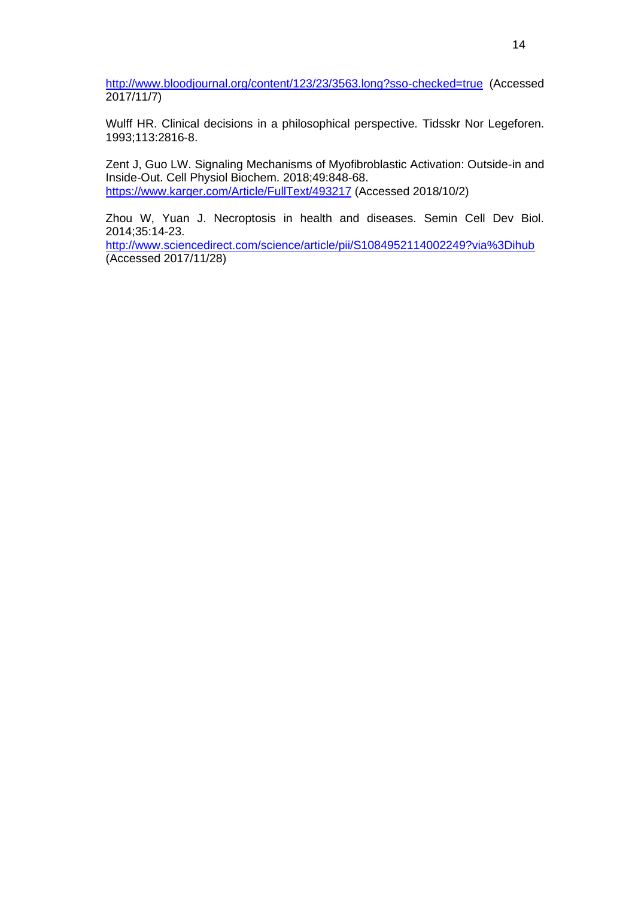http://www.bloodjournal.org/content/123/23/3563.long?sso-checked=true (Accessed 2017/11/7)

Wulff HR. Clinical decisions in a philosophical perspective. Tidsskr Nor Legeforen. 1993;113:2816-8.

Zent J, Guo LW. Signaling Mechanisms of Myofibroblastic Activation: Outside-in and Inside-Out. Cell Physiol Biochem. 2018;49:848-68. https://www.karger.com/Article/FullText/493217 (Accessed 2018/10/2)

Zhou W, Yuan J. Necroptosis in health and diseases. Semin Cell Dev Biol. 2014;35:14-23. http://www.sciencedirect.com/science/article/pii/S1084952114002249?via%3Dihub (Accessed 2017/11/28)